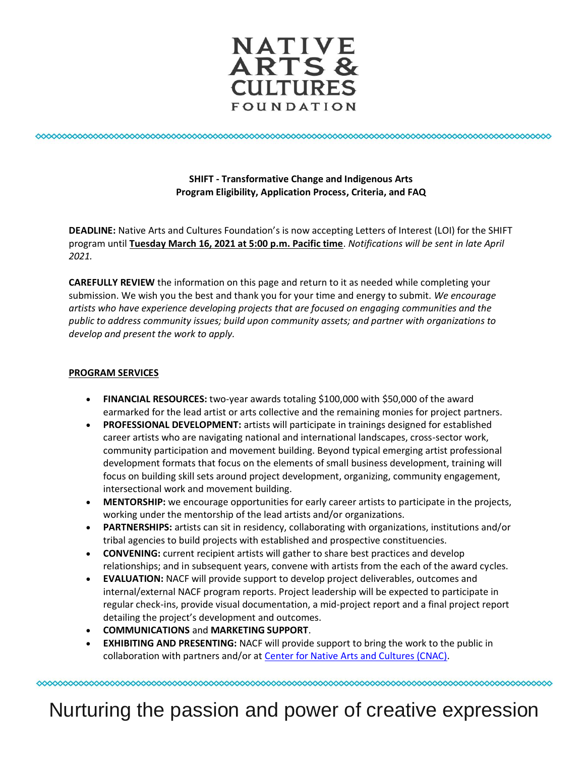# NATIVE ARTS & CULTURES FOUNDATION

**SHIFT - Transformative Change and Indigenous Arts**
**Program Eligibility, Application Process, Criteria, and FAQ**

**DEADLINE:** Native Arts and Cultures Foundation's is now accepting Letters of Interest (LOI) for the SHIFT program until **Tuesday March 16, 2021 at 5:00 p.m. Pacific time**. *Notifications will be sent in late April 2021.*

**CAREFULLY REVIEW** the information on this page and return to it as needed while completing your submission. We wish you the best and thank you for your time and energy to submit. *We encourage artists who have experience developing projects that are focused on engaging communities and the public to address community issues; build upon community assets; and partner with organizations to develop and present the work to apply.*

## PROGRAM SERVICES

- **FINANCIAL RESOURCES:** two-year awards totaling $100,000 with $50,000 of the award earmarked for the lead artist or arts collective and the remaining monies for project partners.
- **PROFESSIONAL DEVELOPMENT:** artists will participate in trainings designed for established career artists who are navigating national and international landscapes, cross-sector work, community participation and movement building. Beyond typical emerging artist professional development formats that focus on the elements of small business development, training will focus on building skill sets around project development, organizing, community engagement, intersectional work and movement building.
- **MENTORSHIP:** we encourage opportunities for early career artists to participate in the projects, working under the mentorship of the lead artists and/or organizations.
- **PARTNERSHIPS:** artists can sit in residency, collaborating with organizations, institutions and/or tribal agencies to build projects with established and prospective constituencies.
- **CONVENING:** current recipient artists will gather to share best practices and develop relationships; and in subsequent years, convene with artists from the each of the award cycles.
- **EVALUATION:** NACF will provide support to develop project deliverables, outcomes and internal/external NACF program reports. Project leadership will be expected to participate in regular check-ins, provide visual documentation, a mid-project report and a final project report detailing the project's development and outcomes.
- **COMMUNICATIONS** and **MARKETING SUPPORT**.
- **EXHIBITING AND PRESENTING:** NACF will provide support to bring the work to the public in collaboration with partners and/or at Center for Native Arts and Cultures (CNAC).

Nurturing the passion and power of creative expression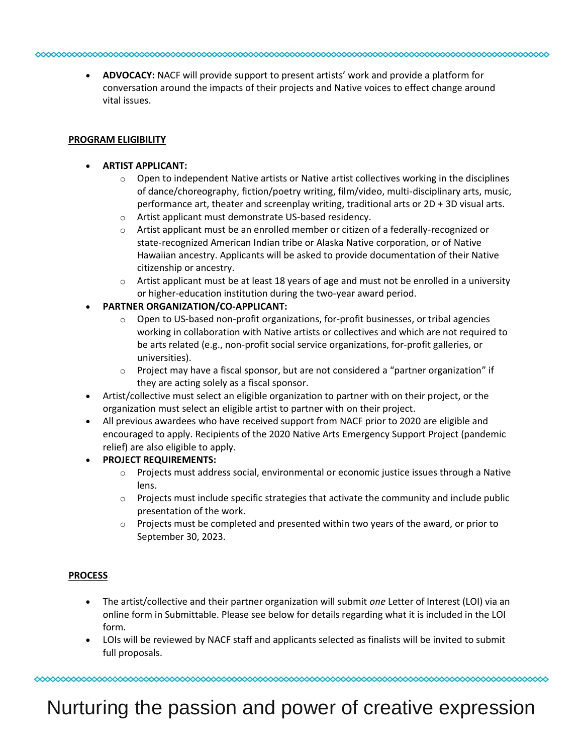- **ADVOCACY:** NACF will provide support to present artists' work and provide a platform for conversation around the impacts of their projects and Native voices to effect change around vital issues.

**PROGRAM ELIGIBILITY**

- **ARTIST APPLICANT:**
  - Open to independent Native artists or Native artist collectives working in the disciplines of dance/choreography, fiction/poetry writing, film/video, multi-disciplinary arts, music, performance art, theater and screenplay writing, traditional arts or 2D + 3D visual arts.
  - Artist applicant must demonstrate US-based residency.
  - Artist applicant must be an enrolled member or citizen of a federally-recognized or state-recognized American Indian tribe or Alaska Native corporation, or of Native Hawaiian ancestry. Applicants will be asked to provide documentation of their Native citizenship or ancestry.
  - Artist applicant must be at least 18 years of age and must not be enrolled in a university or higher-education institution during the two-year award period.
- **PARTNER ORGANIZATION/CO-APPLICANT:**
  - Open to US-based non-profit organizations, for-profit businesses, or tribal agencies working in collaboration with Native artists or collectives and which are not required to be arts related (e.g., non-profit social service organizations, for-profit galleries, or universities).
  - Project may have a fiscal sponsor, but are not considered a "partner organization" if they are acting solely as a fiscal sponsor.
- Artist/collective must select an eligible organization to partner with on their project, or the organization must select an eligible artist to partner with on their project.
- All previous awardees who have received support from NACF prior to 2020 are eligible and encouraged to apply. Recipients of the 2020 Native Arts Emergency Support Project (pandemic relief) are also eligible to apply.
- **PROJECT REQUIREMENTS:**
  - Projects must address social, environmental or economic justice issues through a Native lens.
  - Projects must include specific strategies that activate the community and include public presentation of the work.
  - Projects must be completed and presented within two years of the award, or prior to September 30, 2023.

**PROCESS**

- The artist/collective and their partner organization will submit *one* Letter of Interest (LOI) via an online form in Submittable. Please see below for details regarding what it is included in the LOI form.
- LOIs will be reviewed by NACF staff and applicants selected as finalists will be invited to submit full proposals.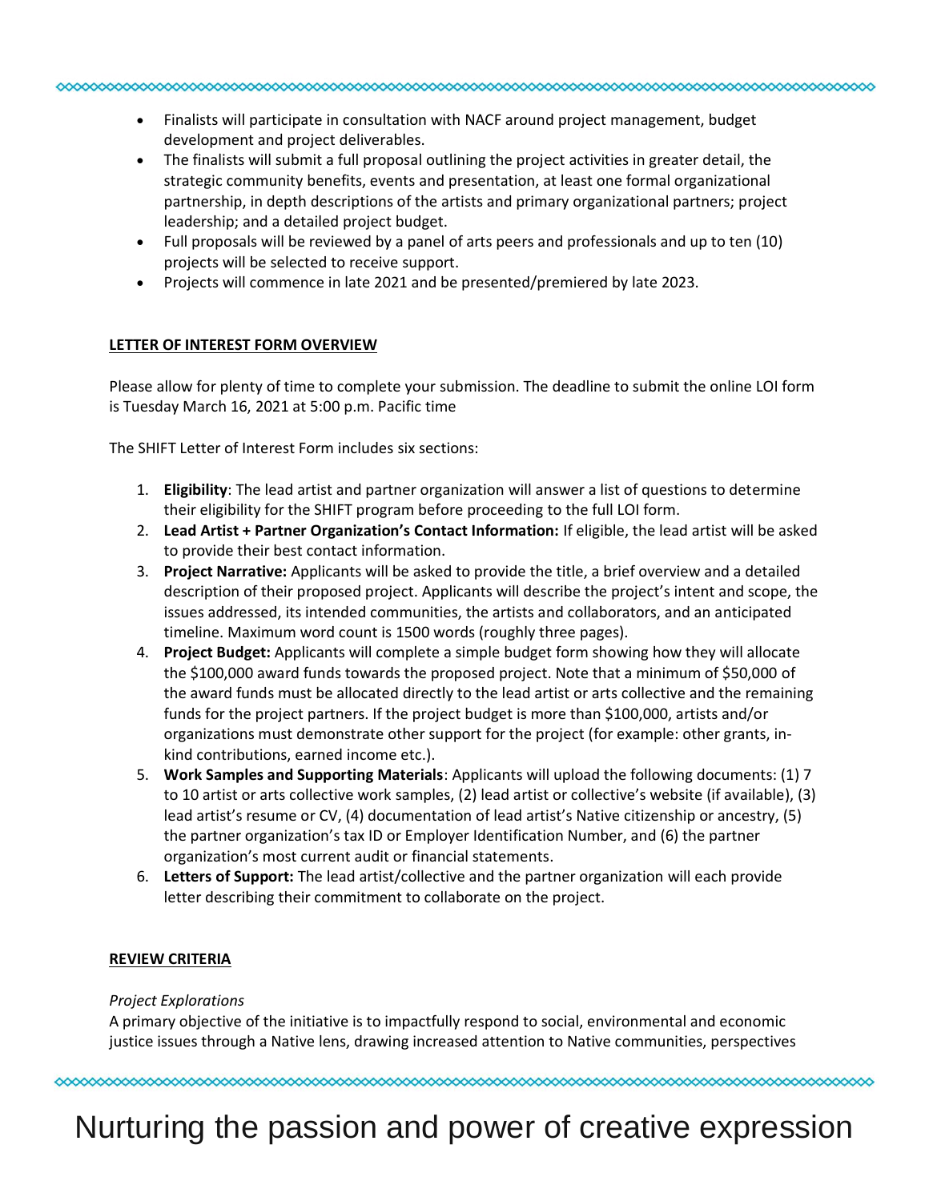- Finalists will participate in consultation with NACF around project management, budget development and project deliverables.
- The finalists will submit a full proposal outlining the project activities in greater detail, the strategic community benefits, events and presentation, at least one formal organizational partnership, in depth descriptions of the artists and primary organizational partners; project leadership; and a detailed project budget.
- Full proposals will be reviewed by a panel of arts peers and professionals and up to ten (10) projects will be selected to receive support.
- Projects will commence in late 2021 and be presented/premiered by late 2023.

**LETTER OF INTEREST FORM OVERVIEW**

Please allow for plenty of time to complete your submission. The deadline to submit the online LOI form is Tuesday March 16, 2021 at 5:00 p.m. Pacific time

The SHIFT Letter of Interest Form includes six sections:

1. **Eligibility**: The lead artist and partner organization will answer a list of questions to determine their eligibility for the SHIFT program before proceeding to the full LOI form.
2. **Lead Artist + Partner Organization's Contact Information:** If eligible, the lead artist will be asked to provide their best contact information.
3. **Project Narrative:** Applicants will be asked to provide the title, a brief overview and a detailed description of their proposed project. Applicants will describe the project's intent and scope, the issues addressed, its intended communities, the artists and collaborators, and an anticipated timeline. Maximum word count is 1500 words (roughly three pages).
4. **Project Budget:** Applicants will complete a simple budget form showing how they will allocate the $100,000 award funds towards the proposed project. Note that a minimum of $50,000 of the award funds must be allocated directly to the lead artist or arts collective and the remaining funds for the project partners. If the project budget is more than $100,000, artists and/or organizations must demonstrate other support for the project (for example: other grants, in-kind contributions, earned income etc.).
5. **Work Samples and Supporting Materials**: Applicants will upload the following documents: (1) 7 to 10 artist or arts collective work samples, (2) lead artist or collective's website (if available), (3) lead artist's resume or CV, (4) documentation of lead artist's Native citizenship or ancestry, (5) the partner organization's tax ID or Employer Identification Number, and (6) the partner organization's most current audit or financial statements.
6. **Letters of Support:** The lead artist/collective and the partner organization will each provide letter describing their commitment to collaborate on the project.

**REVIEW CRITERIA**

*Project Explorations*

A primary objective of the initiative is to impactfully respond to social, environmental and economic justice issues through a Native lens, drawing increased attention to Native communities, perspectives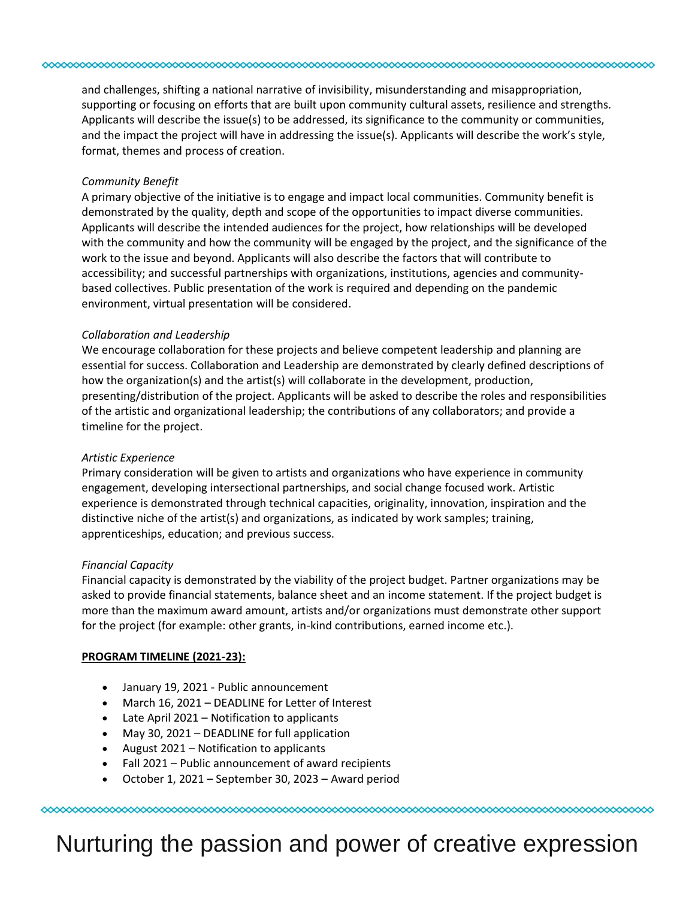and challenges, shifting a national narrative of invisibility, misunderstanding and misappropriation, supporting or focusing on efforts that are built upon community cultural assets, resilience and strengths. Applicants will describe the issue(s) to be addressed, its significance to the community or communities, and the impact the project will have in addressing the issue(s). Applicants will describe the work's style, format, themes and process of creation.

*Community Benefit*

A primary objective of the initiative is to engage and impact local communities. Community benefit is demonstrated by the quality, depth and scope of the opportunities to impact diverse communities. Applicants will describe the intended audiences for the project, how relationships will be developed with the community and how the community will be engaged by the project, and the significance of the work to the issue and beyond. Applicants will also describe the factors that will contribute to accessibility; and successful partnerships with organizations, institutions, agencies and community-based collectives. Public presentation of the work is required and depending on the pandemic environment, virtual presentation will be considered.

*Collaboration and Leadership*

We encourage collaboration for these projects and believe competent leadership and planning are essential for success. Collaboration and Leadership are demonstrated by clearly defined descriptions of how the organization(s) and the artist(s) will collaborate in the development, production, presenting/distribution of the project. Applicants will be asked to describe the roles and responsibilities of the artistic and organizational leadership; the contributions of any collaborators; and provide a timeline for the project.

*Artistic Experience*

Primary consideration will be given to artists and organizations who have experience in community engagement, developing intersectional partnerships, and social change focused work. Artistic experience is demonstrated through technical capacities, originality, innovation, inspiration and the distinctive niche of the artist(s) and organizations, as indicated by work samples; training, apprenticeships, education; and previous success.

*Financial Capacity*

Financial capacity is demonstrated by the viability of the project budget. Partner organizations may be asked to provide financial statements, balance sheet and an income statement. If the project budget is more than the maximum award amount, artists and/or organizations must demonstrate other support for the project (for example: other grants, in-kind contributions, earned income etc.).

**PROGRAM TIMELINE (2021-23):**

- January 19, 2021 - Public announcement
- March 16, 2021 – DEADLINE for Letter of Interest
- Late April 2021 – Notification to applicants
- May 30, 2021 – DEADLINE for full application
- August 2021 – Notification to applicants
- Fall 2021 – Public announcement of award recipients
- October 1, 2021 – September 30, 2023 – Award period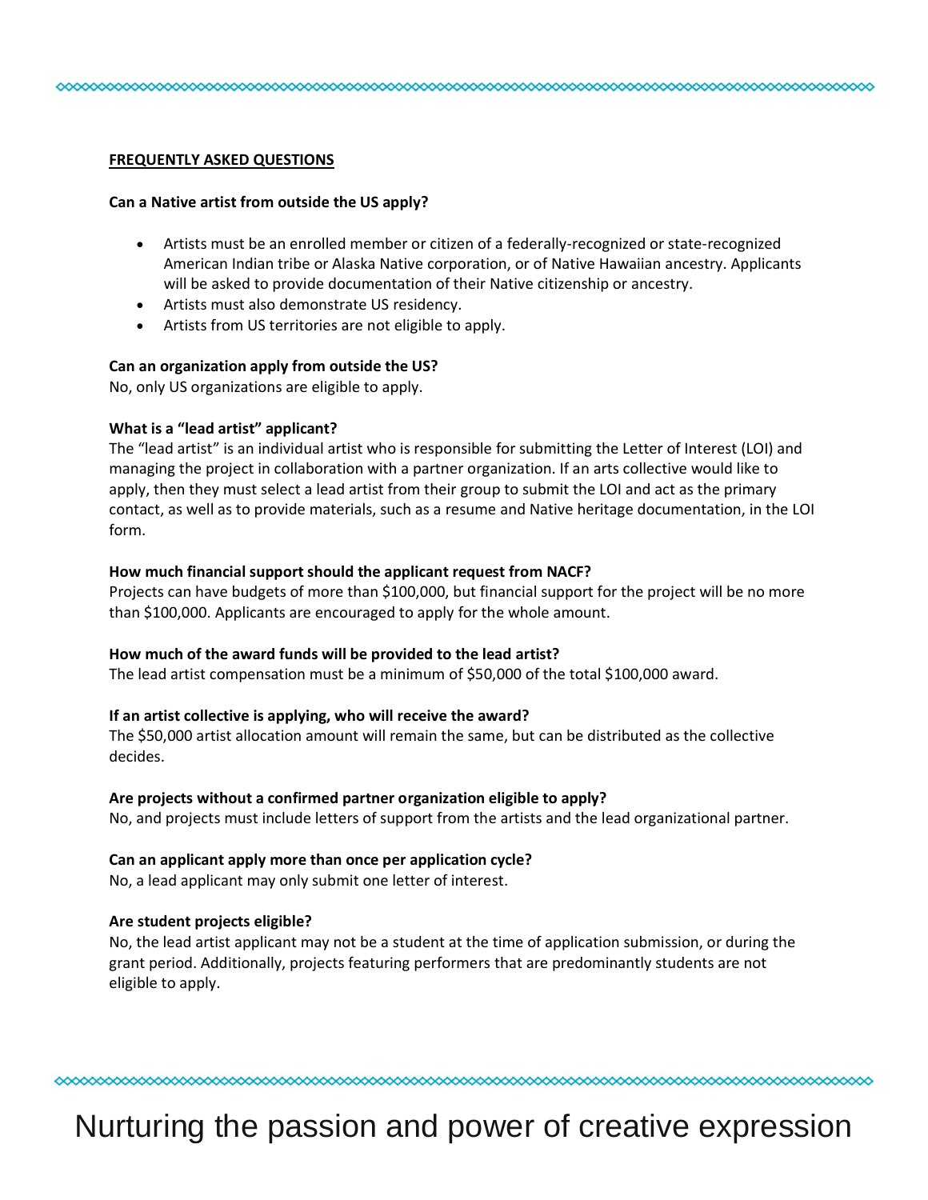## FREQUENTLY ASKED QUESTIONS

**Can a Native artist from outside the US apply?**

- Artists must be an enrolled member or citizen of a federally-recognized or state-recognized American Indian tribe or Alaska Native corporation, or of Native Hawaiian ancestry. Applicants will be asked to provide documentation of their Native citizenship or ancestry.
- Artists must also demonstrate US residency.
- Artists from US territories are not eligible to apply.

**Can an organization apply from outside the US?**
No, only US organizations are eligible to apply.

**What is a "lead artist" applicant?**
The "lead artist" is an individual artist who is responsible for submitting the Letter of Interest (LOI) and managing the project in collaboration with a partner organization. If an arts collective would like to apply, then they must select a lead artist from their group to submit the LOI and act as the primary contact, as well as to provide materials, such as a resume and Native heritage documentation, in the LOI form.

**How much financial support should the applicant request from NACF?**
Projects can have budgets of more than $100,000, but financial support for the project will be no more than $100,000. Applicants are encouraged to apply for the whole amount.

**How much of the award funds will be provided to the lead artist?**
The lead artist compensation must be a minimum of $50,000 of the total $100,000 award.

**If an artist collective is applying, who will receive the award?**
The $50,000 artist allocation amount will remain the same, but can be distributed as the collective decides.

**Are projects without a confirmed partner organization eligible to apply?**
No, and projects must include letters of support from the artists and the lead organizational partner.

**Can an applicant apply more than once per application cycle?**
No, a lead applicant may only submit one letter of interest.

**Are student projects eligible?**
No, the lead artist applicant may not be a student at the time of application submission, or during the grant period. Additionally, projects featuring performers that are predominantly students are not eligible to apply.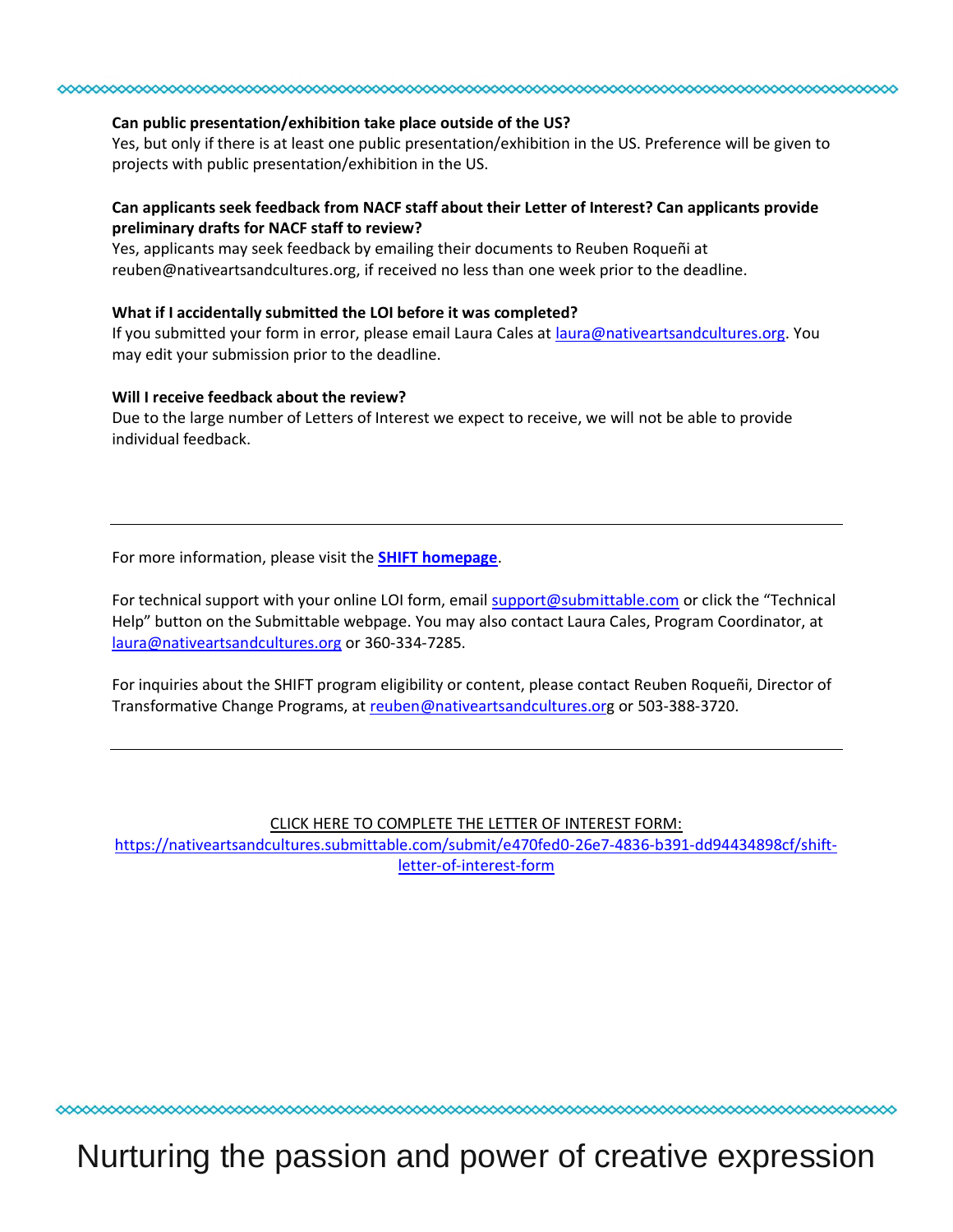**Can public presentation/exhibition take place outside of the US?**
Yes, but only if there is at least one public presentation/exhibition in the US. Preference will be given to projects with public presentation/exhibition in the US.

**Can applicants seek feedback from NACF staff about their Letter of Interest? Can applicants provide preliminary drafts for NACF staff to review?**
Yes, applicants may seek feedback by emailing their documents to Reuben Roqueñi at reuben@nativeartsandcultures.org, if received no less than one week prior to the deadline.

**What if I accidentally submitted the LOI before it was completed?**
If you submitted your form in error, please email Laura Cales at laura@nativeartsandcultures.org. You may edit your submission prior to the deadline.

**Will I receive feedback about the review?**
Due to the large number of Letters of Interest we expect to receive, we will not be able to provide individual feedback.

---

For more information, please visit the **SHIFT homepage**.

For technical support with your online LOI form, email support@submittable.com or click the "Technical Help" button on the Submittable webpage. You may also contact Laura Cales, Program Coordinator, at laura@nativeartsandcultures.org or 360-334-7285.

For inquiries about the SHIFT program eligibility or content, please contact Reuben Roqueñi, Director of Transformative Change Programs, at reuben@nativeartsandcultures.org or 503-388-3720.

---

CLICK HERE TO COMPLETE THE LETTER OF INTEREST FORM:
https://nativeartsandcultures.submittable.com/submit/e470fed0-26e7-4836-b391-dd94434898cf/shift-letter-of-interest-form

Nurturing the passion and power of creative expression